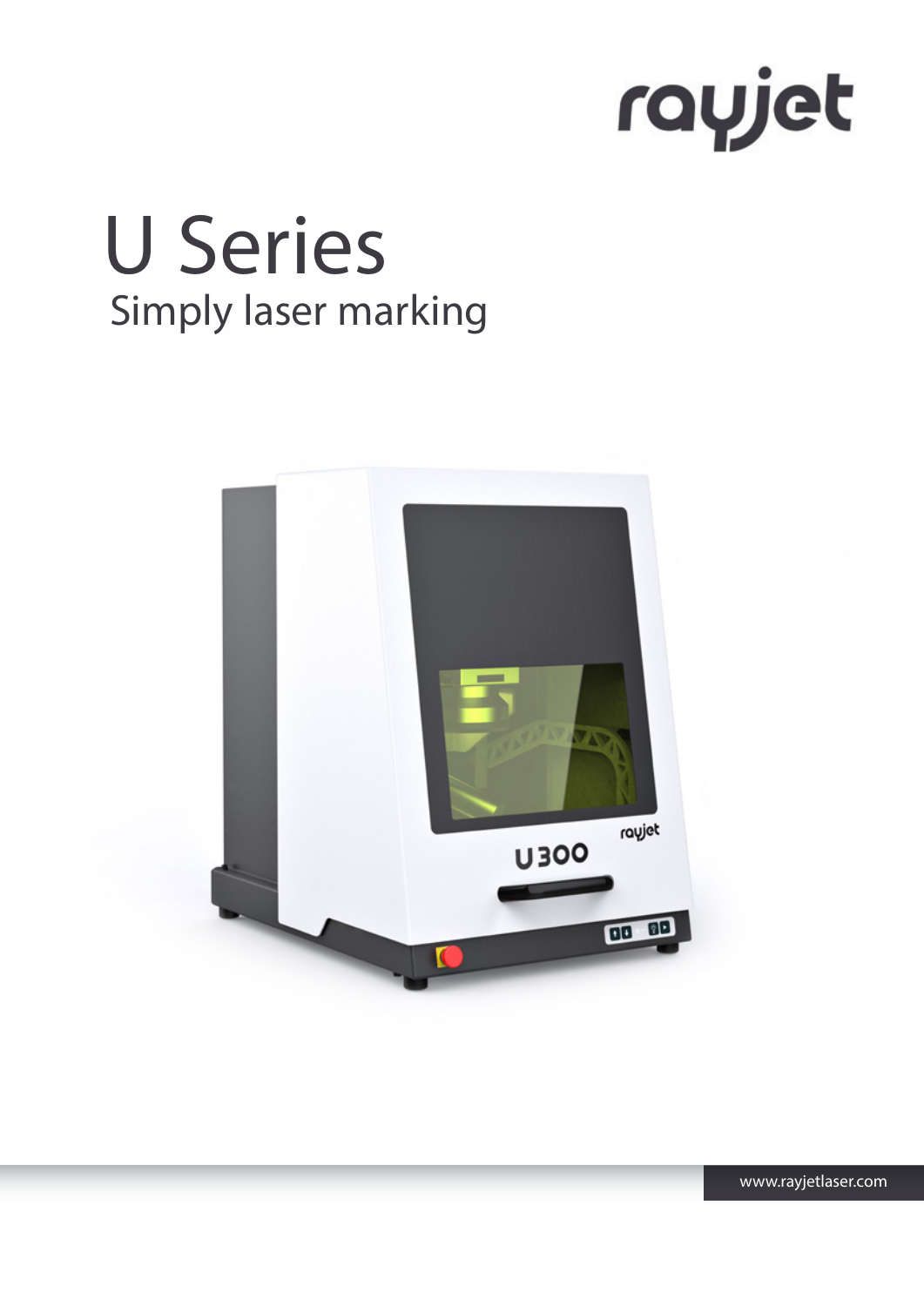rayjet

# U Series

Simply laser marking

www.rayjetlaser.com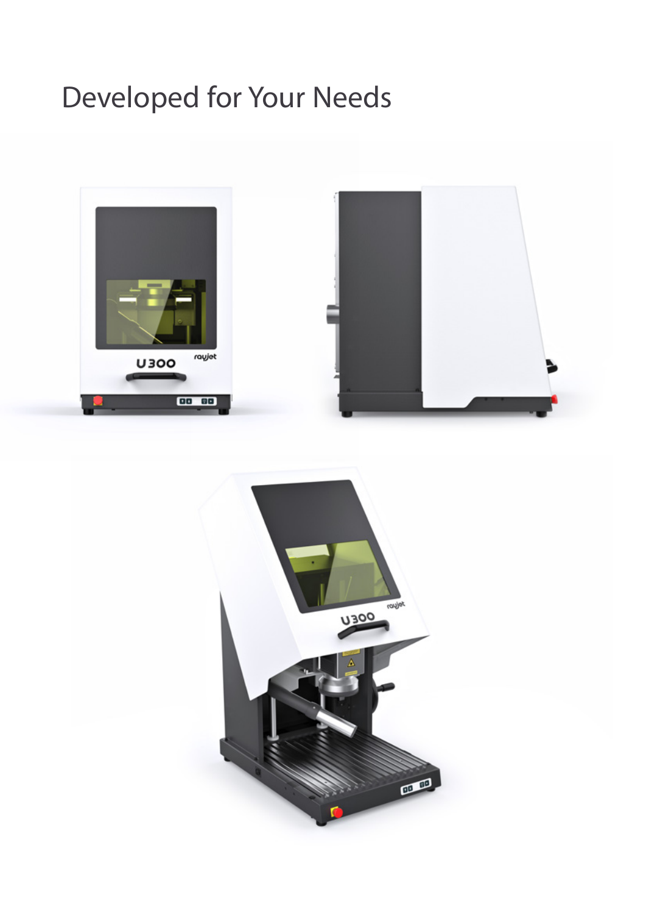# Developed for Your Needs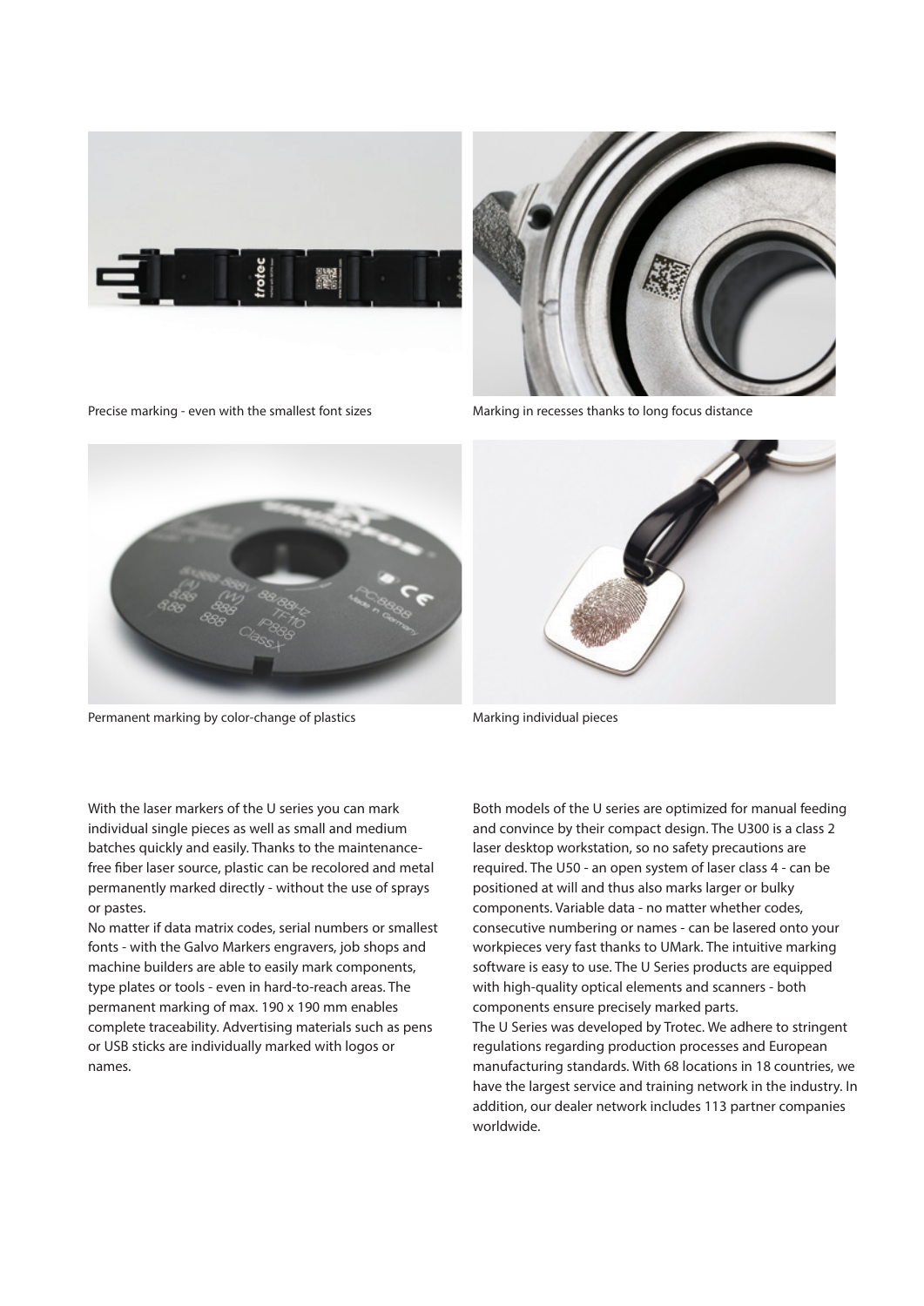Precise marking - even with the smallest font sizes

Marking in recesses thanks to long focus distance

Permanent marking by color-change of plastics

Marking individual pieces

With the laser markers of the U series you can mark individual single pieces as well as small and medium batches quickly and easily. Thanks to the maintenance-free fiber laser source, plastic can be recolored and metal permanently marked directly - without the use of sprays or pastes.

No matter if data matrix codes, serial numbers or smallest fonts - with the Galvo Markers engravers, job shops and machine builders are able to easily mark components, type plates or tools - even in hard-to-reach areas. The permanent marking of max. 190 x 190 mm enables complete traceability. Advertising materials such as pens or USB sticks are individually marked with logos or names.

Both models of the U series are optimized for manual feeding and convince by their compact design. The U300 is a class 2 laser desktop workstation, so no safety precautions are required. The U50 - an open system of laser class 4 - can be positioned at will and thus also marks larger or bulky components. Variable data - no matter whether codes, consecutive numbering or names - can be lasered onto your workpieces very fast thanks to UMark. The intuitive marking software is easy to use. The U Series products are equipped with high-quality optical elements and scanners - both components ensure precisely marked parts.

The U Series was developed by Trotec. We adhere to stringent regulations regarding production processes and European manufacturing standards. With 68 locations in 18 countries, we have the largest service and training network in the industry. In addition, our dealer network includes 113 partner companies worldwide.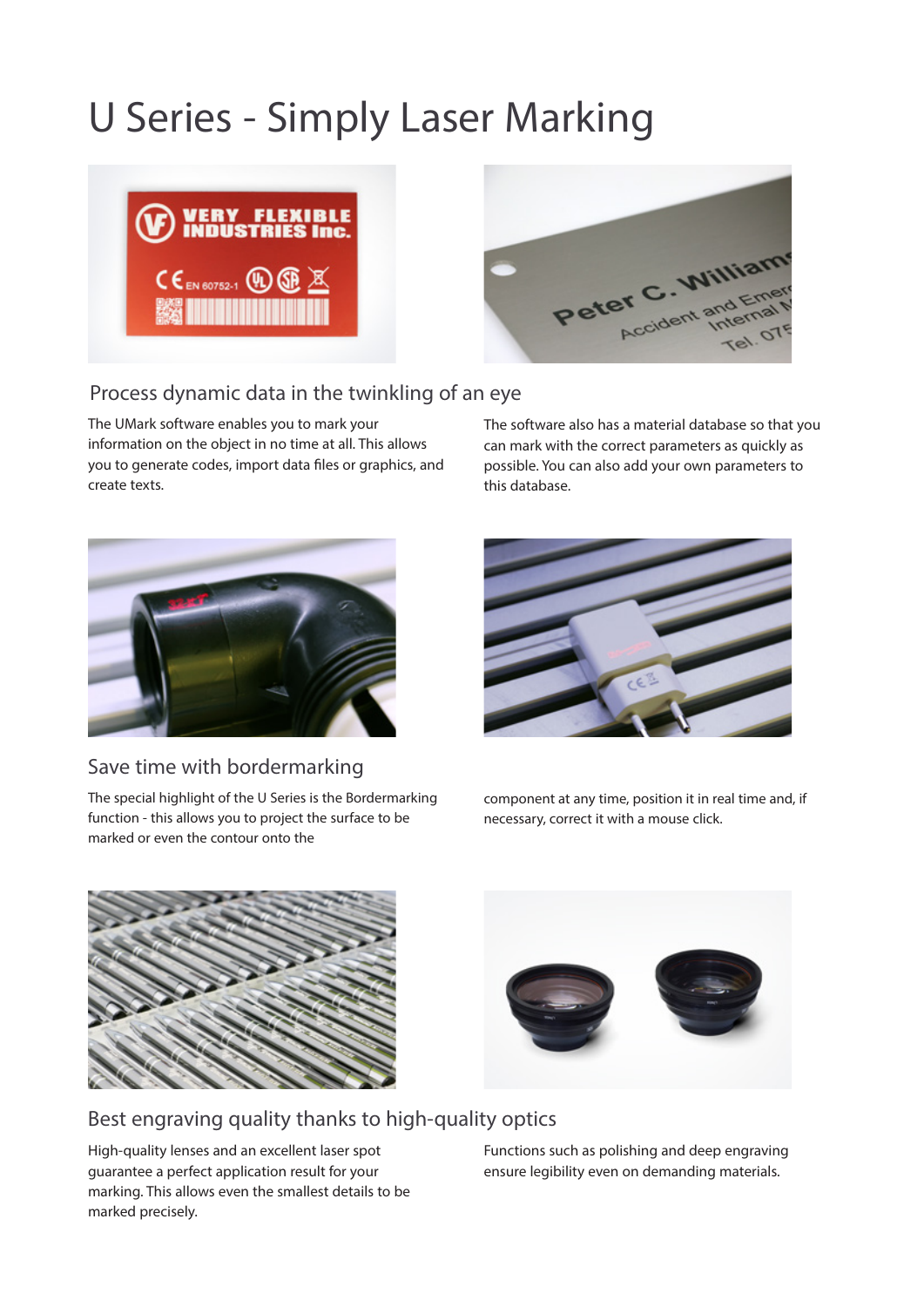# U Series - Simply Laser Marking

## Process dynamic data in the twinkling of an eye

The UMark software enables you to mark your information on the object in no time at all. This allows you to generate codes, import data files or graphics, and create texts.

The software also has a material database so that you can mark with the correct parameters as quickly as possible. You can also add your own parameters to this database.

## Save time with bordermarking

The special highlight of the U Series is the Bordermarking function - this allows you to project the surface to be marked or even the contour onto the component at any time, position it in real time and, if necessary, correct it with a mouse click.

## Best engraving quality thanks to high-quality optics

High-quality lenses and an excellent laser spot guarantee a perfect application result for your marking. This allows even the smallest details to be marked precisely.

Functions such as polishing and deep engraving ensure legibility even on demanding materials.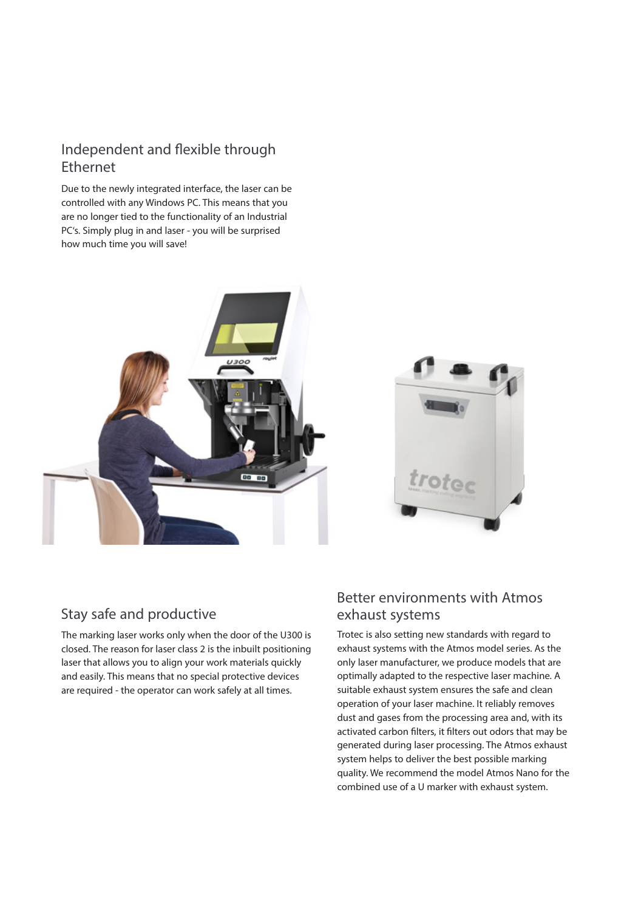## Independent and flexible through Ethernet

Due to the newly integrated interface, the laser can be controlled with any Windows PC. This means that you are no longer tied to the functionality of an Industrial PC's. Simply plug in and laser - you will be surprised how much time you will save!

## Stay safe and productive

The marking laser works only when the door of the U300 is closed. The reason for laser class 2 is the inbuilt positioning laser that allows you to align your work materials quickly and easily. This means that no special protective devices are required - the operator can work safely at all times.

## Better environments with Atmos exhaust systems

Trotec is also setting new standards with regard to exhaust systems with the Atmos model series. As the only laser manufacturer, we produce models that are optimally adapted to the respective laser machine. A suitable exhaust system ensures the safe and clean operation of your laser machine. It reliably removes dust and gases from the processing area and, with its activated carbon filters, it filters out odors that may be generated during laser processing. The Atmos exhaust system helps to deliver the best possible marking quality. We recommend the model Atmos Nano for the combined use of a U marker with exhaust system.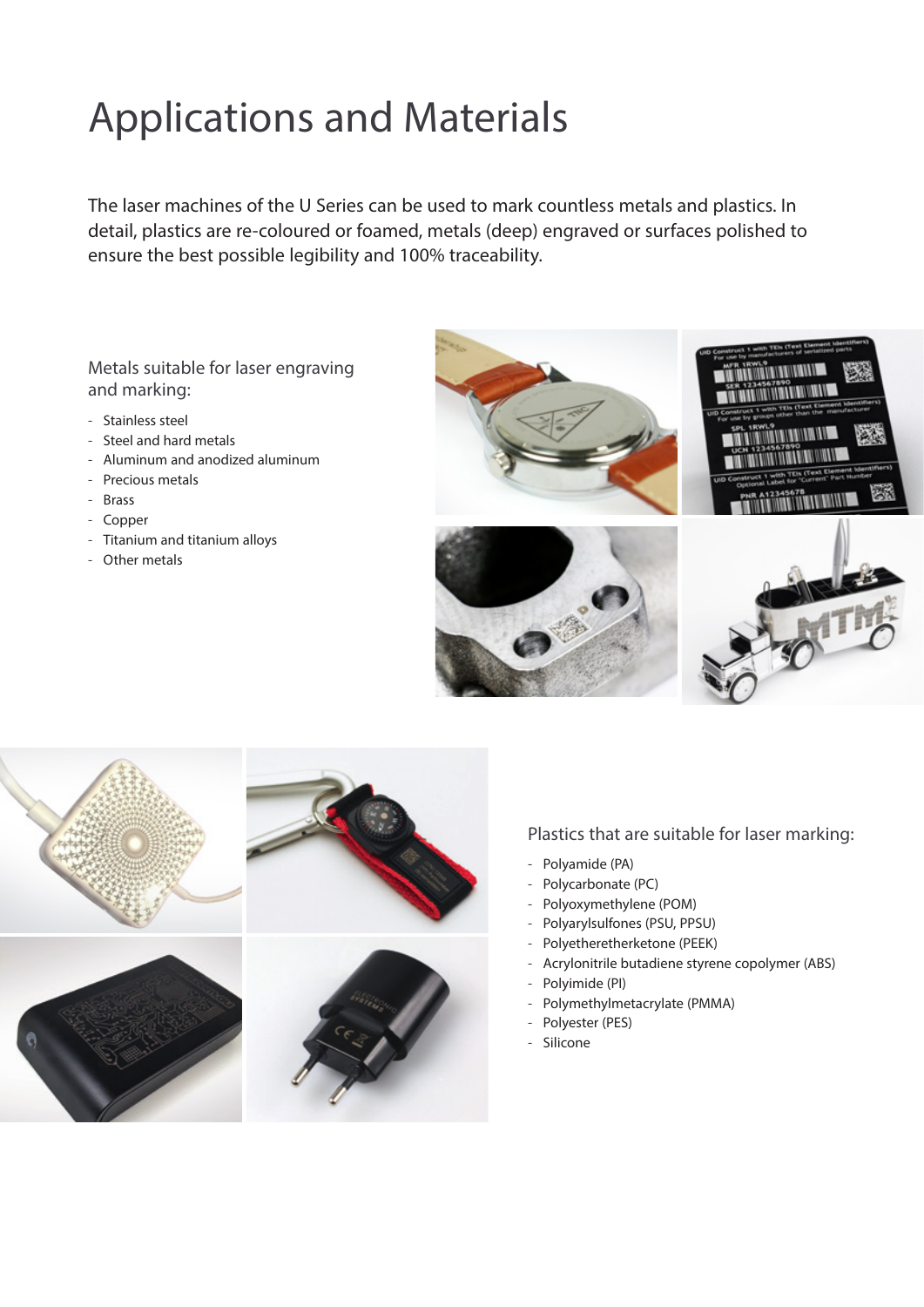# Applications and Materials

The laser machines of the U Series can be used to mark countless metals and plastics. In detail, plastics are re-coloured or foamed, metals (deep) engraved or surfaces polished to ensure the best possible legibility and 100% traceability.

Metals suitable for laser engraving and marking:

- Stainless steel
- Steel and hard metals
- Aluminum and anodized aluminum
- Precious metals
- Brass
- Copper
- Titanium and titanium alloys
- Other metals

Plastics that are suitable for laser marking:

- Polyamide (PA)
- Polycarbonate (PC)
- Polyoxymethylene (POM)
- Polyarylsulfones (PSU, PPSU)
- Polyetheretherketone (PEEK)
- Acrylonitrile butadiene styrene copolymer (ABS)
- Polyimide (PI)
- Polymethylmetacrylate (PMMA)
- Polyester (PES)
- Silicone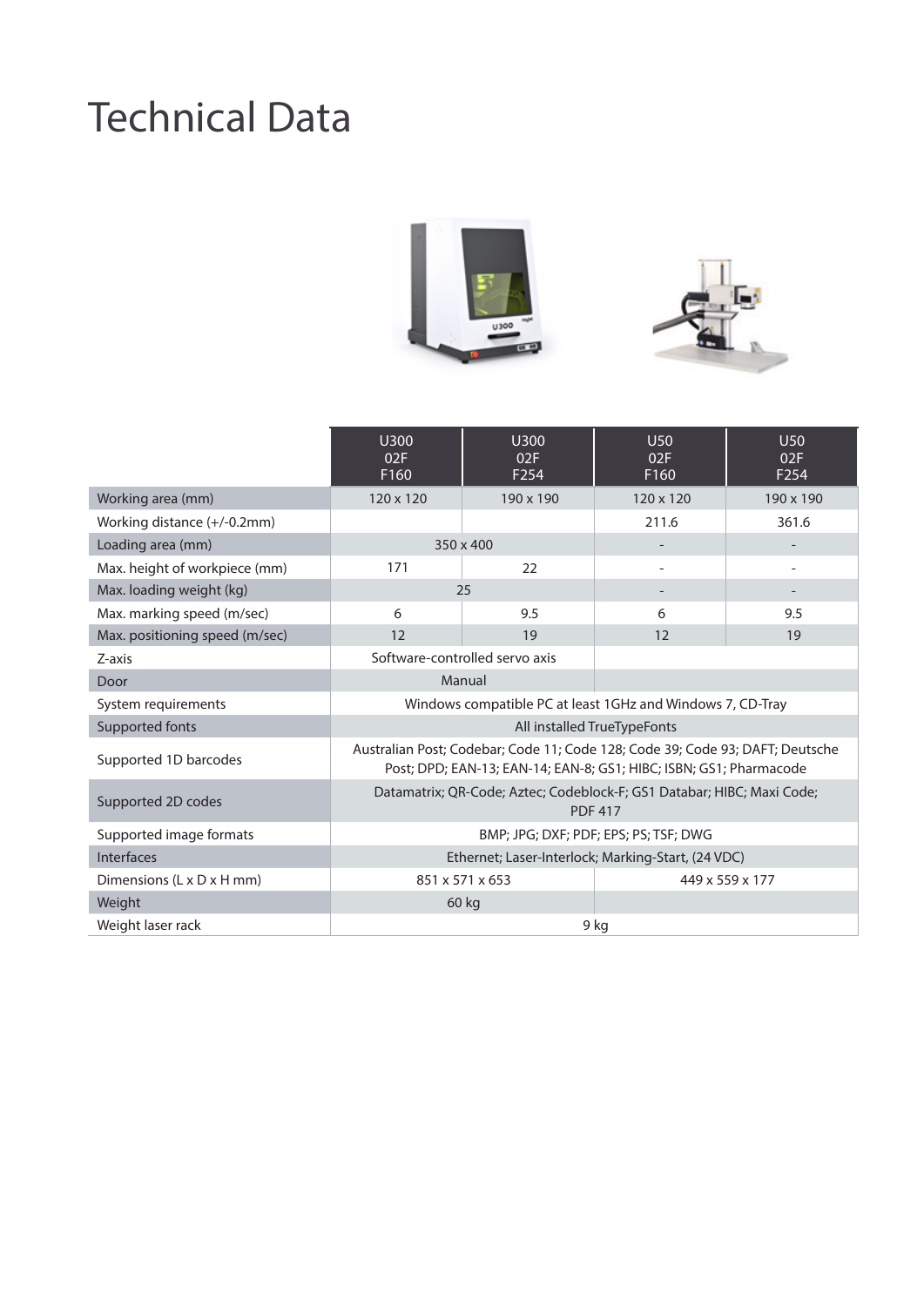# Technical Data

| | U300 02F F160 | U300 02F F254 | U50 02F F160 | U50 02F F254 |
|---|---|---|---|---|
| Working area (mm) | 120 x 120 | 190 x 190 | 120 x 120 | 190 x 190 |
| Working distance (+/-0.2mm) | | | 211.6 | 361.6 |
| Loading area (mm) | 350 x 400 | | - | - |
| Max. height of workpiece (mm) | 171 | 22 | - | - |
| Max. loading weight (kg) | 25 | | - | - |
| Max. marking speed (m/sec) | 6 | 9.5 | 6 | 9.5 |
| Max. positioning speed (m/sec) | 12 | 19 | 12 | 19 |
| Z-axis | Software-controlled servo axis | | | |
| Door | Manual | | | |
| System requirements | Windows compatible PC at least 1GHz and Windows 7, CD-Tray | | | |
| Supported fonts | All installed TrueTypeFonts | | | |
| Supported 1D barcodes | Australian Post; Codebar; Code 11; Code 128; Code 39; Code 93; DAFT; Deutsche Post; DPD; EAN-13; EAN-14; EAN-8; GS1; HIBC; ISBN; GS1; Pharmacode | | | |
| Supported 2D codes | Datamatrix; QR-Code; Aztec; Codeblock-F; GS1 Databar; HIBC; Maxi Code; PDF 417 | | | |
| Supported image formats | BMP; JPG; DXF; PDF; EPS; PS; TSF; DWG | | | |
| Interfaces | Ethernet; Laser-Interlock; Marking-Start, (24 VDC) | | | |
| Dimensions (L x D x H mm) | 851 x 571 x 653 | | 449 x 559 x 177 | |
| Weight | 60 kg | | | |
| Weight laser rack | 9 kg | | | |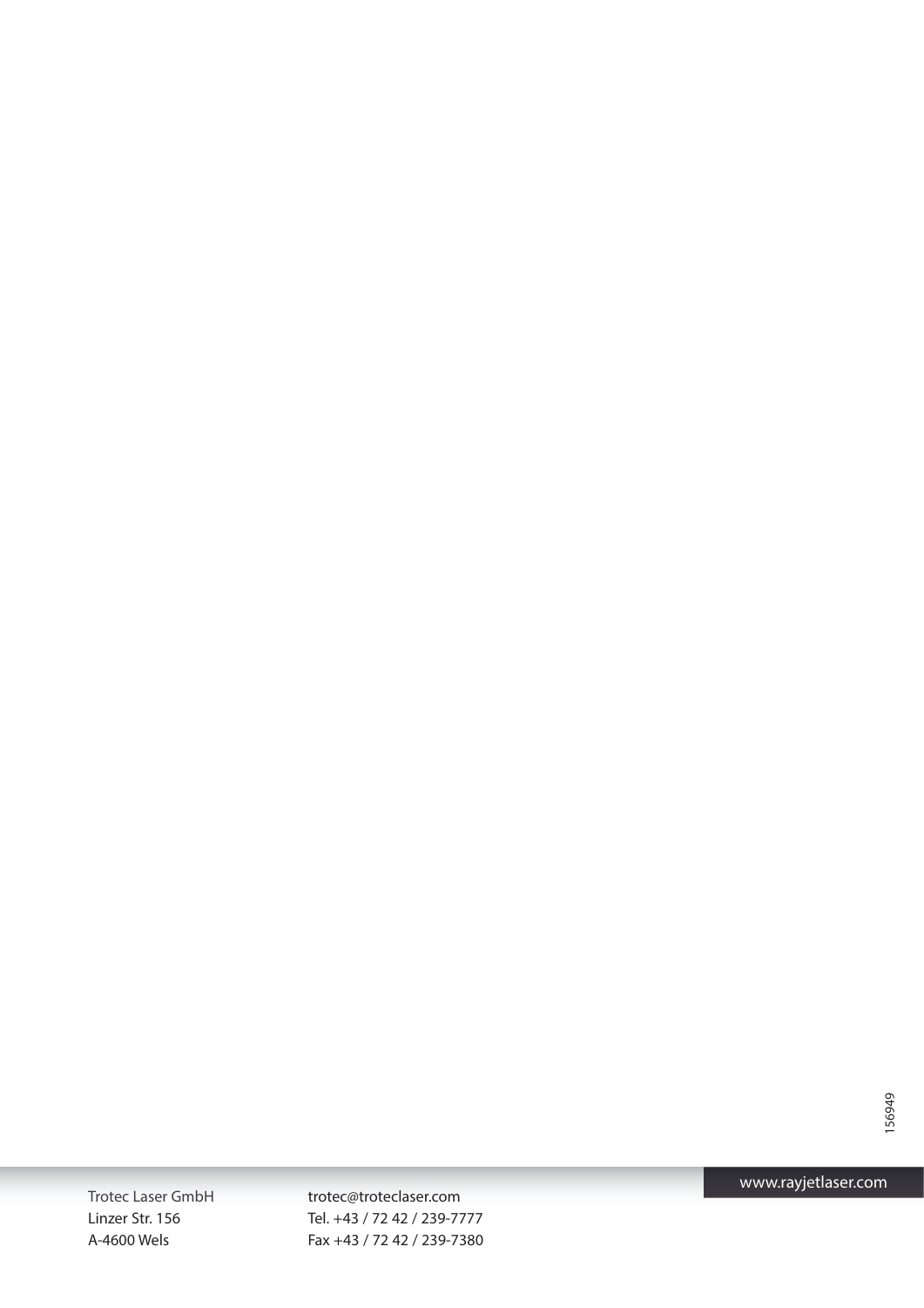156949

www.rayjetlaser.com

Trotec Laser GmbH
Linzer Str. 156
A-4600 Wels

trotec@troteclaser.com
Tel. +43 / 72 42 / 239-7777
Fax +43 / 72 42 / 239-7380